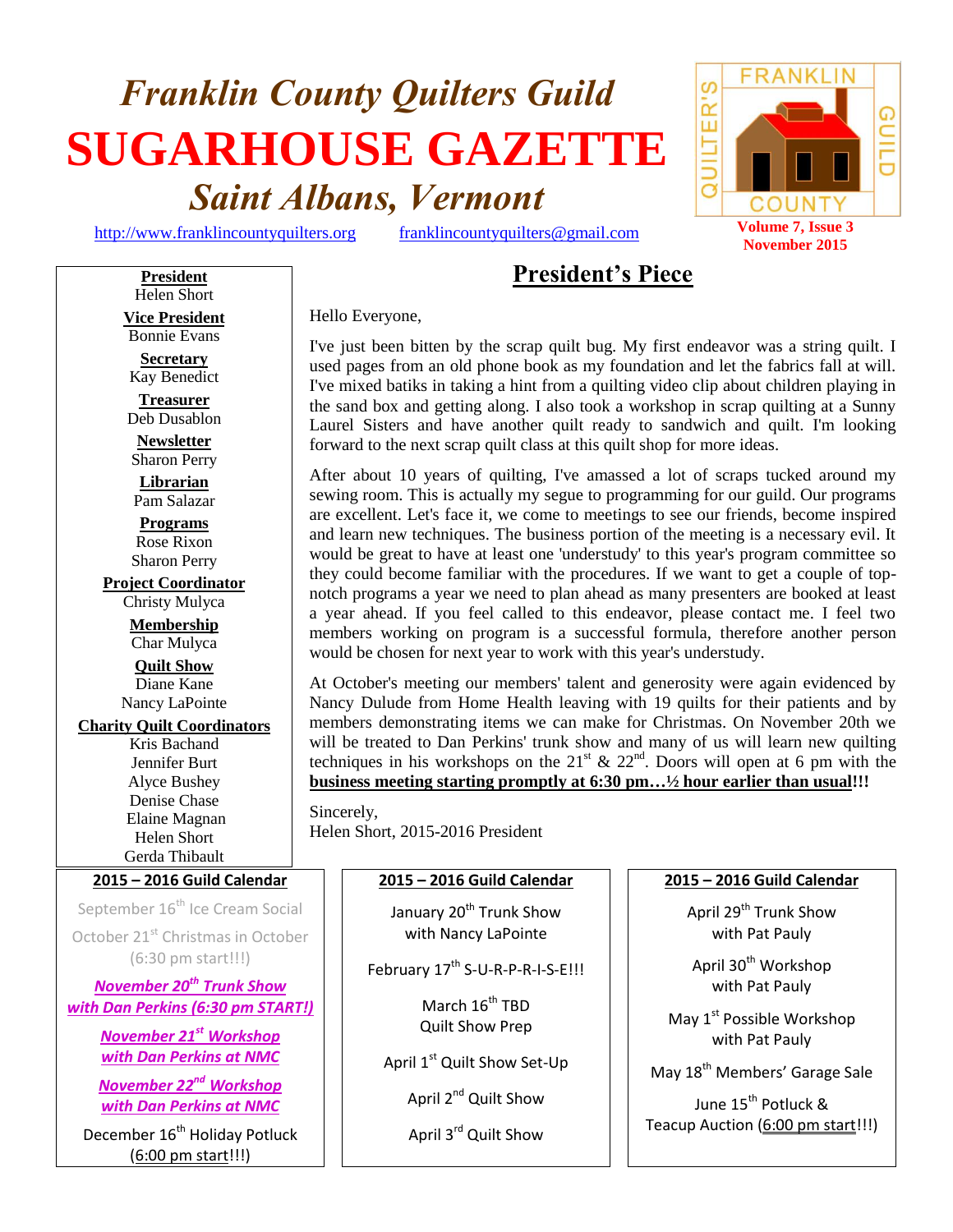# Franklin County Quilters Guild

# SUGARHOUSE GAZETTE

## Saint Albans, Vermont

http://www.franklincountyquilters.org franklincountyquilters@gmail.com

**Volume 7, Issue 3**
**November 2015**

**President**
Helen Short

**Vice President**
Bonnie Evans

**Secretary**
Kay Benedict

**Treasurer**
Deb Dusablon

**Newsletter**
Sharon Perry

**Librarian**
Pam Salazar

**Programs**
Rose Rixon
Sharon Perry

**Project Coordinator**
Christy Mulyca

**Membership**
Char Mulyca

**Quilt Show**
Diane Kane
Nancy LaPointe

**Charity Quilt Coordinators**
Kris Bachand
Jennifer Burt
Alyce Bushey
Denise Chase
Elaine Magnan
Helen Short
Gerda Thibault

## President's Piece

Hello Everyone,

I've just been bitten by the scrap quilt bug. My first endeavor was a string quilt. I used pages from an old phone book as my foundation and let the fabrics fall at will. I've mixed batiks in taking a hint from a quilting video clip about children playing in the sand box and getting along. I also took a workshop in scrap quilting at a Sunny Laurel Sisters and have another quilt ready to sandwich and quilt. I'm looking forward to the next scrap quilt class at this quilt shop for more ideas.

After about 10 years of quilting, I've amassed a lot of scraps tucked around my sewing room. This is actually my segue to programming for our guild. Our programs are excellent. Let's face it, we come to meetings to see our friends, become inspired and learn new techniques. The business portion of the meeting is a necessary evil. It would be great to have at least one 'understudy' to this year's program committee so they could become familiar with the procedures. If we want to get a couple of top-notch programs a year we need to plan ahead as many presenters are booked at least a year ahead. If you feel called to this endeavor, please contact me. I feel two members working on program is a successful formula, therefore another person would be chosen for next year to work with this year's understudy.

At October's meeting our members' talent and generosity were again evidenced by Nancy Dulude from Home Health leaving with 19 quilts for their patients and by members demonstrating items we can make for Christmas. On November 20th we will be treated to Dan Perkins' trunk show and many of us will learn new quilting techniques in his workshops on the 21st & 22nd. Doors will open at 6 pm with the **business meeting starting promptly at 6:30 pm…½ hour earlier than usual!!!**

Sincerely,
Helen Short, 2015-2016 President

### 2015 – 2016 Guild Calendar

September 16th Ice Cream Social

October 21st Christmas in October (6:30 pm start!!!)

***November 20th Trunk Show with Dan Perkins (6:30 pm START!)***

***November 21st Workshop with Dan Perkins at NMC***

***November 22nd Workshop with Dan Perkins at NMC***

December 16th Holiday Potluck (6:00 pm start!!!)

January 20th Trunk Show with Nancy LaPointe

February 17th S-U-R-P-R-I-S-E!!!

March 16th TBD Quilt Show Prep

April 1st Quilt Show Set-Up

April 2nd Quilt Show

April 3rd Quilt Show

April 29th Trunk Show with Pat Pauly

April 30th Workshop with Pat Pauly

May 1st Possible Workshop with Pat Pauly

May 18th Members' Garage Sale

June 15th Potluck & Teacup Auction (6:00 pm start!!!)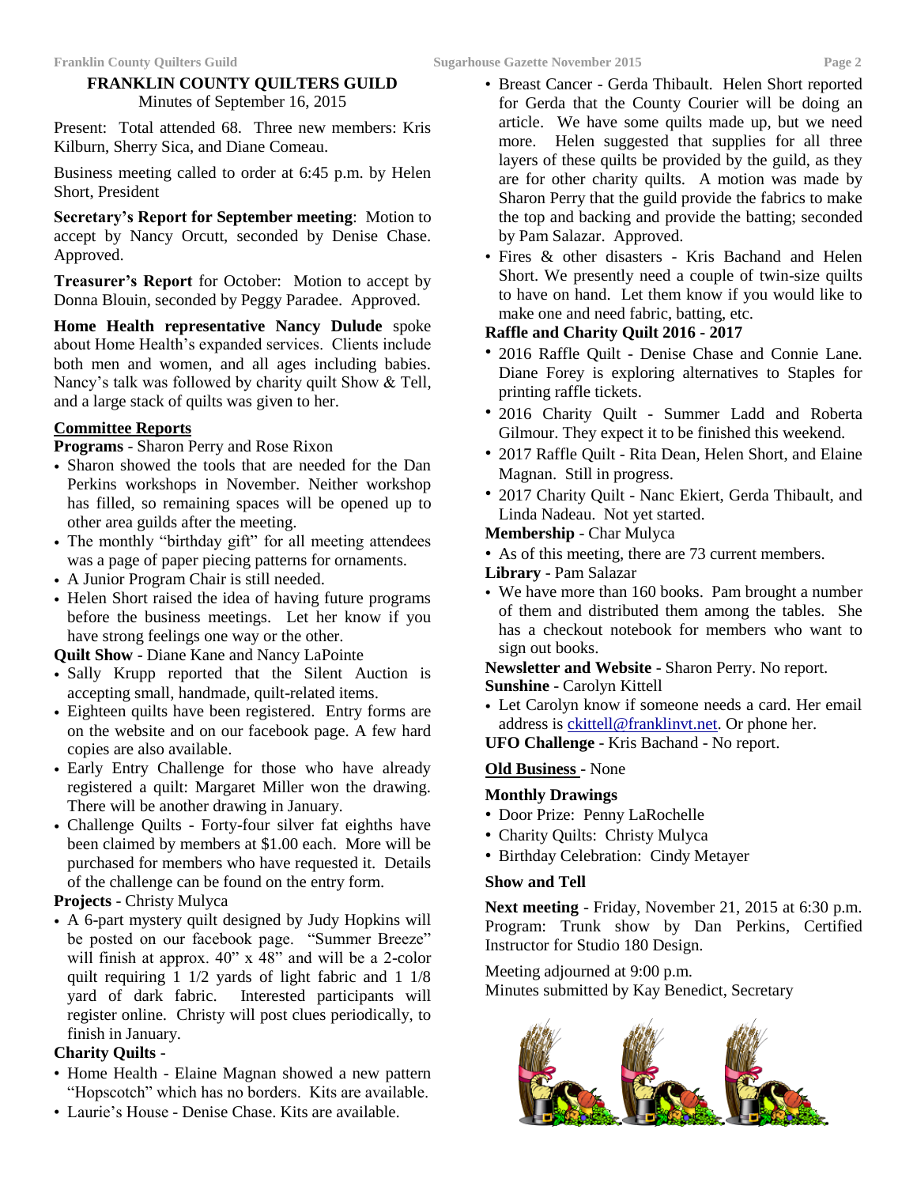**FRANKLIN COUNTY QUILTERS GUILD**
Minutes of September 16, 2015

Present: Total attended 68. Three new members: Kris Kilburn, Sherry Sica, and Diane Comeau.

Business meeting called to order at 6:45 p.m. by Helen Short, President

**Secretary's Report for September meeting**: Motion to accept by Nancy Orcutt, seconded by Denise Chase. Approved.

**Treasurer's Report** for October: Motion to accept by Donna Blouin, seconded by Peggy Paradee. Approved.

**Home Health representative Nancy Dulude** spoke about Home Health's expanded services. Clients include both men and women, and all ages including babies. Nancy's talk was followed by charity quilt Show & Tell, and a large stack of quilts was given to her.

**Committee Reports**

**Programs** - Sharon Perry and Rose Rixon

- Sharon showed the tools that are needed for the Dan Perkins workshops in November. Neither workshop has filled, so remaining spaces will be opened up to other area guilds after the meeting.
- The monthly "birthday gift" for all meeting attendees was a page of paper piecing patterns for ornaments.
- A Junior Program Chair is still needed.
- Helen Short raised the idea of having future programs before the business meetings. Let her know if you have strong feelings one way or the other.

**Quilt Show** - Diane Kane and Nancy LaPointe

- Sally Krupp reported that the Silent Auction is accepting small, handmade, quilt-related items.
- Eighteen quilts have been registered. Entry forms are on the website and on our facebook page. A few hard copies are also available.
- Early Entry Challenge for those who have already registered a quilt: Margaret Miller won the drawing. There will be another drawing in January.
- Challenge Quilts - Forty-four silver fat eighths have been claimed by members at $1.00 each. More will be purchased for members who have requested it. Details of the challenge can be found on the entry form.

**Projects** - Christy Mulyca

- A 6-part mystery quilt designed by Judy Hopkins will be posted on our facebook page. "Summer Breeze" will finish at approx. 40" x 48" and will be a 2-color quilt requiring 1 1/2 yards of light fabric and 1 1/8 yard of dark fabric. Interested participants will register online. Christy will post clues periodically, to finish in January.

**Charity Quilts** -

- Home Health - Elaine Magnan showed a new pattern "Hopscotch" which has no borders. Kits are available.
- Laurie's House - Denise Chase. Kits are available.
- Breast Cancer - Gerda Thibault. Helen Short reported for Gerda that the County Courier will be doing an article. We have some quilts made up, but we need more. Helen suggested that supplies for all three layers of these quilts be provided by the guild, as they are for other charity quilts. A motion was made by Sharon Perry that the guild provide the fabrics to make the top and backing and provide the batting; seconded by Pam Salazar. Approved.
- Fires & other disasters - Kris Bachand and Helen Short. We presently need a couple of twin-size quilts to have on hand. Let them know if you would like to make one and need fabric, batting, etc.

**Raffle and Charity Quilt 2016 - 2017**

- 2016 Raffle Quilt - Denise Chase and Connie Lane. Diane Forey is exploring alternatives to Staples for printing raffle tickets.
- 2016 Charity Quilt - Summer Ladd and Roberta Gilmour. They expect it to be finished this weekend.
- 2017 Raffle Quilt - Rita Dean, Helen Short, and Elaine Magnan. Still in progress.
- 2017 Charity Quilt - Nanc Ekiert, Gerda Thibault, and Linda Nadeau. Not yet started.

**Membership** - Char Mulyca

- As of this meeting, there are 73 current members.

**Library** - Pam Salazar

- We have more than 160 books. Pam brought a number of them and distributed them among the tables. She has a checkout notebook for members who want to sign out books.

**Newsletter and Website** - Sharon Perry. No report.

**Sunshine** - Carolyn Kittell

- Let Carolyn know if someone needs a card. Her email address is ckittell@franklinvt.net. Or phone her.

**UFO Challenge** - Kris Bachand - No report.

**Old Business** - None

**Monthly Drawings**

- Door Prize: Penny LaRochelle
- Charity Quilts: Christy Mulyca
- Birthday Celebration: Cindy Metayer

**Show and Tell**

**Next meeting** - Friday, November 21, 2015 at 6:30 p.m. Program: Trunk show by Dan Perkins, Certified Instructor for Studio 180 Design.

Meeting adjourned at 9:00 p.m.
Minutes submitted by Kay Benedict, Secretary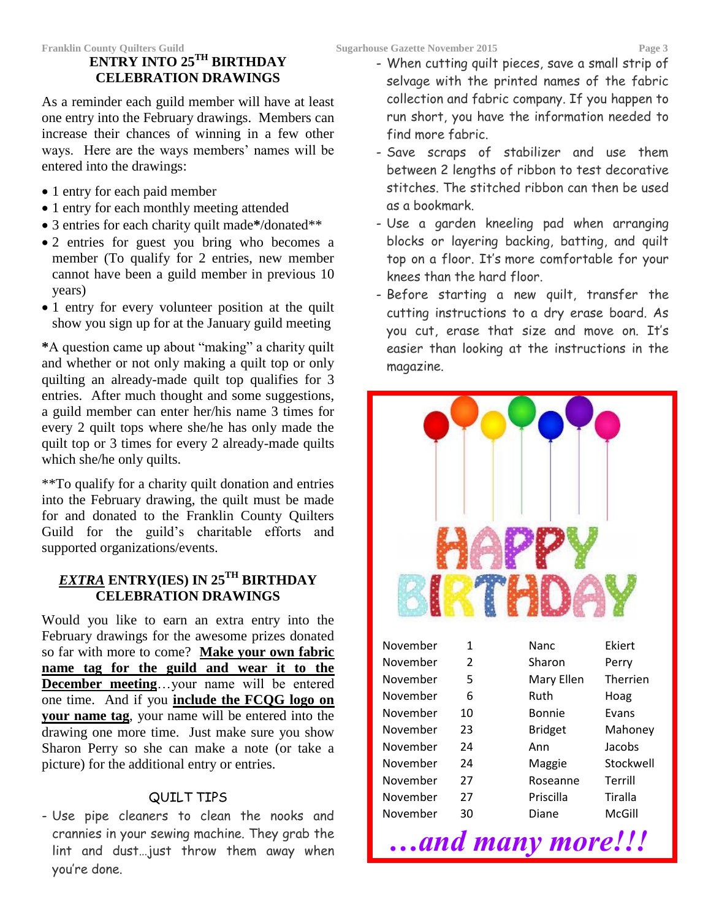## ENTRY INTO 25TH BIRTHDAY CELEBRATION DRAWINGS

As a reminder each guild member will have at least one entry into the February drawings. Members can increase their chances of winning in a few other ways. Here are the ways members' names will be entered into the drawings:

- 1 entry for each paid member
- 1 entry for each monthly meeting attended
- 3 entries for each charity quilt made*/donated**
- 2 entries for guest you bring who becomes a member (To qualify for 2 entries, new member cannot have been a guild member in previous 10 years)
- 1 entry for every volunteer position at the quilt show you sign up for at the January guild meeting

***A question came up about "making" a charity quilt and whether or not only making a quilt top or only quilting an already-made quilt top qualifies for 3 entries. After much thought and some suggestions, a guild member can enter her/his name 3 times for every 2 quilt tops where she/he has only made the quilt top or 3 times for every 2 already-made quilts which she/he only quilts.

**To qualify for a charity quilt donation and entries into the February drawing, the quilt must be made for and donated to the Franklin County Quilters Guild for the guild's charitable efforts and supported organizations/events.

## *EXTRA* ENTRY(IES) IN 25TH BIRTHDAY CELEBRATION DRAWINGS

Would you like to earn an extra entry into the February drawings for the awesome prizes donated so far with more to come? **Make your own fabric name tag for the guild and wear it to the December meeting**…your name will be entered one time. And if you **include the FCQG logo on your name tag**, your name will be entered into the drawing one more time. Just make sure you show Sharon Perry so she can make a note (or take a picture) for the additional entry or entries.

### QUILT TIPS

- Use pipe cleaners to clean the nooks and crannies in your sewing machine. They grab the lint and dust…just throw them away when you're done.
- When cutting quilt pieces, save a small strip of selvage with the printed names of the fabric collection and fabric company. If you happen to run short, you have the information needed to find more fabric.
- Save scraps of stabilizer and use them between 2 lengths of ribbon to test decorative stitches. The stitched ribbon can then be used as a bookmark.
- Use a garden kneeling pad when arranging blocks or layering backing, batting, and quilt top on a floor. It's more comfortable for your knees than the hard floor.
- Before starting a new quilt, transfer the cutting instructions to a dry erase board. As you cut, erase that size and move on. It's easier than looking at the instructions in the magazine.

## HAPPY BIRTHDAY

| | | | |
|---|---|---|---|
| November | 1 | Nanc | Ekiert |
| November | 2 | Sharon | Perry |
| November | 5 | Mary Ellen | Therrien |
| November | 6 | Ruth | Hoag |
| November | 10 | Bonnie | Evans |
| November | 23 | Bridget | Mahoney |
| November | 24 | Ann | Jacobs |
| November | 24 | Maggie | Stockwell |
| November | 27 | Roseanne | Terrill |
| November | 27 | Priscilla | Tiralla |
| November | 30 | Diane | McGill |

***…and many more!!!***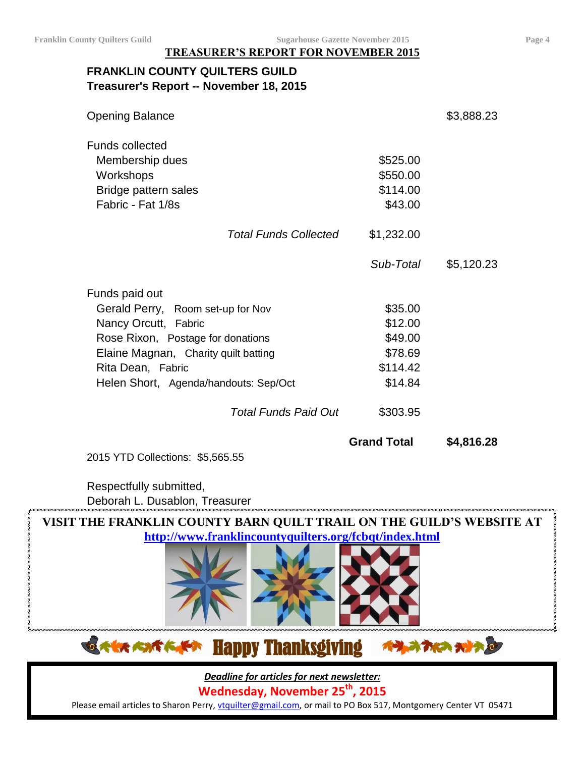## TREASURER'S REPORT FOR NOVEMBER 2015

**FRANKLIN COUNTY QUILTERS GUILD**
**Treasurer's Report -- November 18, 2015**

| | | | |
|---|---|---|---|
| Opening Balance | | | $3,888.23 |
| Funds collected | | | |
| Membership dues | | $525.00 | |
| Workshops | | $550.00 | |
| Bridge pattern sales | | $114.00 | |
| Fabric - Fat 1/8s | | $43.00 | |
| | *Total Funds Collected* | $1,232.00 | |
| | | *Sub-Total* | $5,120.23 |
| Funds paid out | | | |
| Gerald Perry, Room set-up for Nov | | $35.00 | |
| Nancy Orcutt, Fabric | | $12.00 | |
| Rose Rixon, Postage for donations | | $49.00 | |
| Elaine Magnan, Charity quilt batting | | $78.69 | |
| Rita Dean, Fabric | | $114.42 | |
| Helen Short, Agenda/handouts: Sep/Oct | | $14.84 | |
| | *Total Funds Paid Out* | $303.95 | |
| | | **Grand Total** | **$4,816.28** |

2015 YTD Collections: $5,565.55

Respectfully submitted,
Deborah L. Dusablon, Treasurer

**VISIT THE FRANKLIN COUNTY BARN QUILT TRAIL ON THE GUILD'S WEBSITE AT**
**http://www.franklincountyquilters.org/fcbqt/index.html**

**Happy Thanksgiving**

***Deadline for articles for next newsletter:***
**Wednesday, November 25th, 2015**
Please email articles to Sharon Perry, vtquilter@gmail.com, or mail to PO Box 517, Montgomery Center VT 05471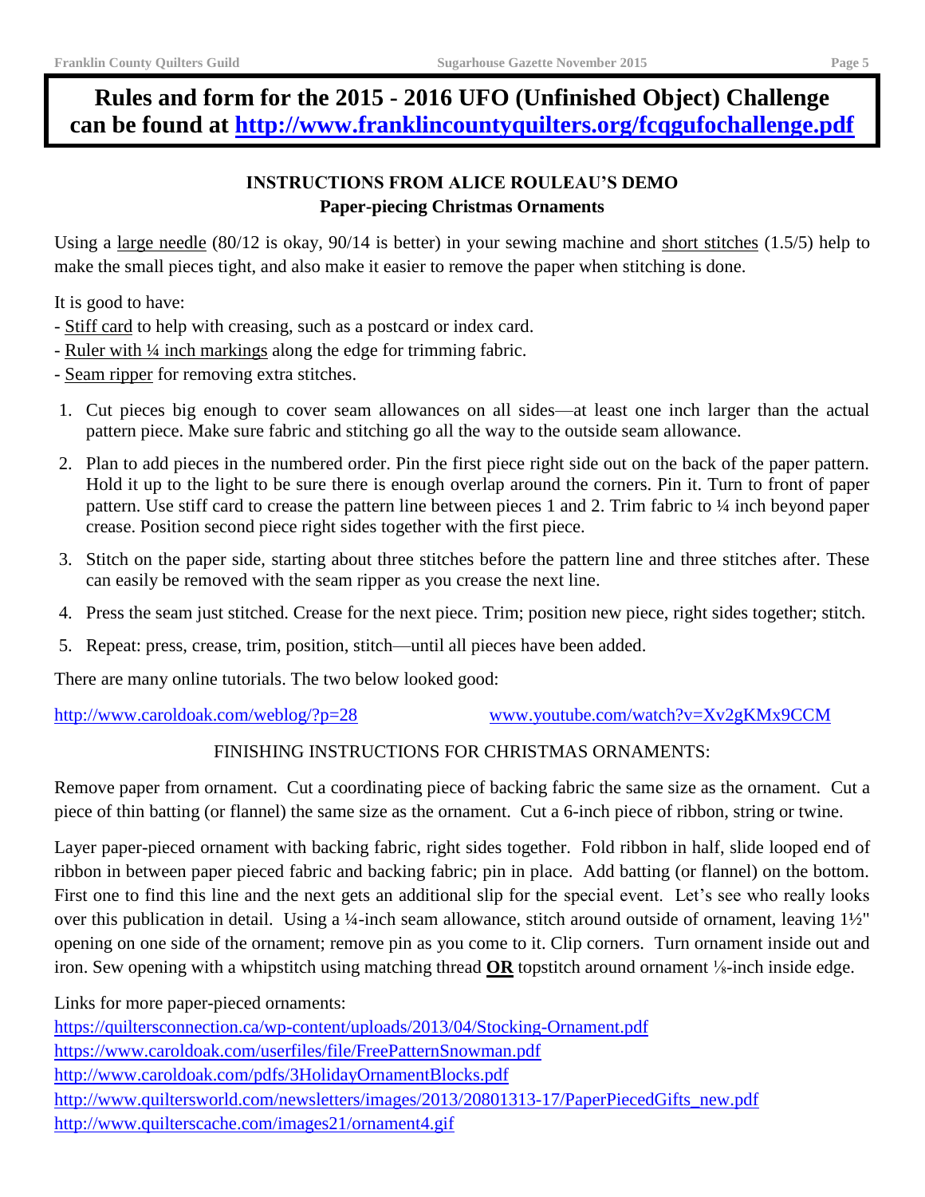# Rules and form for the 2015 - 2016 UFO (Unfinished Object) Challenge can be found at [http://www.franklincountyquilters.org/fcqgufochallenge.pdf](http://www.franklincountyquilters.org/fcqgufochallenge.pdf)

## INSTRUCTIONS FROM ALICE ROULEAU'S DEMO
## Paper-piecing Christmas Ornaments

Using a large needle (80/12 is okay, 90/14 is better) in your sewing machine and short stitches (1.5/5) help to make the small pieces tight, and also make it easier to remove the paper when stitching is done.

It is good to have:
- Stiff card to help with creasing, such as a postcard or index card.
- Ruler with ¼ inch markings along the edge for trimming fabric.
- Seam ripper for removing extra stitches.

1. Cut pieces big enough to cover seam allowances on all sides—at least one inch larger than the actual pattern piece. Make sure fabric and stitching go all the way to the outside seam allowance.
2. Plan to add pieces in the numbered order. Pin the first piece right side out on the back of the paper pattern. Hold it up to the light to be sure there is enough overlap around the corners. Pin it. Turn to front of paper pattern. Use stiff card to crease the pattern line between pieces 1 and 2. Trim fabric to ¼ inch beyond paper crease. Position second piece right sides together with the first piece.
3. Stitch on the paper side, starting about three stitches before the pattern line and three stitches after. These can easily be removed with the seam ripper as you crease the next line.
4. Press the seam just stitched. Crease for the next piece. Trim; position new piece, right sides together; stitch.
5. Repeat: press, crease, trim, position, stitch—until all pieces have been added.

There are many online tutorials. The two below looked good:

http://www.caroldoak.com/weblog/?p=28

www.youtube.com/watch?v=Xv2gKMx9CCM

FINISHING INSTRUCTIONS FOR CHRISTMAS ORNAMENTS:

Remove paper from ornament. Cut a coordinating piece of backing fabric the same size as the ornament. Cut a piece of thin batting (or flannel) the same size as the ornament. Cut a 6-inch piece of ribbon, string or twine.

Layer paper-pieced ornament with backing fabric, right sides together. Fold ribbon in half, slide looped end of ribbon in between paper pieced fabric and backing fabric; pin in place. Add batting (or flannel) on the bottom. First one to find this line and the next gets an additional slip for the special event. Let's see who really looks over this publication in detail. Using a ¼-inch seam allowance, stitch around outside of ornament, leaving 1½" opening on one side of the ornament; remove pin as you come to it. Clip corners. Turn ornament inside out and iron. Sew opening with a whipstitch using matching thread **OR** topstitch around ornament ⅛-inch inside edge.

Links for more paper-pieced ornaments:
https://quiltersconnection.ca/wp-content/uploads/2013/04/Stocking-Ornament.pdf
https://www.caroldoak.com/userfiles/file/FreePatternSnowman.pdf
http://www.caroldoak.com/pdfs/3HolidayOrnamentBlocks.pdf
http://www.quiltersworld.com/newsletters/images/2013/20801313-17/PaperPiecedGifts_new.pdf
http://www.quilterscache.com/images21/ornament4.gif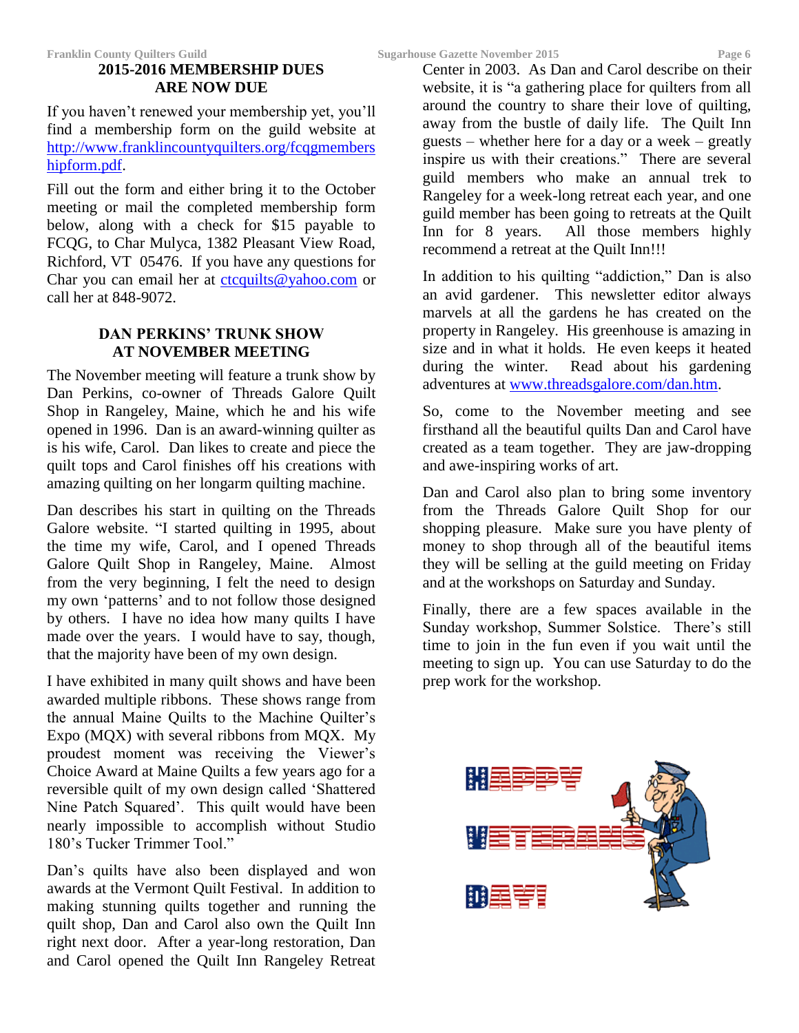## 2015-2016 MEMBERSHIP DUES ARE NOW DUE

If you haven't renewed your membership yet, you'll find a membership form on the guild website at http://www.franklincountyquilters.org/fcqgmembershipform.pdf.

Fill out the form and either bring it to the October meeting or mail the completed membership form below, along with a check for $15 payable to FCQG, to Char Mulyca, 1382 Pleasant View Road, Richford, VT 05476. If you have any questions for Char you can email her at ctcquilts@yahoo.com or call her at 848-9072.

## DAN PERKINS' TRUNK SHOW AT NOVEMBER MEETING

The November meeting will feature a trunk show by Dan Perkins, co-owner of Threads Galore Quilt Shop in Rangeley, Maine, which he and his wife opened in 1996. Dan is an award-winning quilter as is his wife, Carol. Dan likes to create and piece the quilt tops and Carol finishes off his creations with amazing quilting on her longarm quilting machine.

Dan describes his start in quilting on the Threads Galore website. "I started quilting in 1995, about the time my wife, Carol, and I opened Threads Galore Quilt Shop in Rangeley, Maine. Almost from the very beginning, I felt the need to design my own 'patterns' and to not follow those designed by others. I have no idea how many quilts I have made over the years. I would have to say, though, that the majority have been of my own design.

I have exhibited in many quilt shows and have been awarded multiple ribbons. These shows range from the annual Maine Quilts to the Machine Quilter's Expo (MQX) with several ribbons from MQX. My proudest moment was receiving the Viewer's Choice Award at Maine Quilts a few years ago for a reversible quilt of my own design called 'Shattered Nine Patch Squared'. This quilt would have been nearly impossible to accomplish without Studio 180's Tucker Trimmer Tool."

Dan's quilts have also been displayed and won awards at the Vermont Quilt Festival. In addition to making stunning quilts together and running the quilt shop, Dan and Carol also own the Quilt Inn right next door. After a year-long restoration, Dan and Carol opened the Quilt Inn Rangeley Retreat Center in 2003. As Dan and Carol describe on their website, it is "a gathering place for quilters from all around the country to share their love of quilting, away from the bustle of daily life. The Quilt Inn guests – whether here for a day or a week – greatly inspire us with their creations." There are several guild members who make an annual trek to Rangeley for a week-long retreat each year, and one guild member has been going to retreats at the Quilt Inn for 8 years. All those members highly recommend a retreat at the Quilt Inn!!!

In addition to his quilting "addiction," Dan is also an avid gardener. This newsletter editor always marvels at all the gardens he has created on the property in Rangeley. His greenhouse is amazing in size and in what it holds. He even keeps it heated during the winter. Read about his gardening adventures at www.threadsgalore.com/dan.htm.

So, come to the November meeting and see firsthand all the beautiful quilts Dan and Carol have created as a team together. They are jaw-dropping and awe-inspiring works of art.

Dan and Carol also plan to bring some inventory from the Threads Galore Quilt Shop for our shopping pleasure. Make sure you have plenty of money to shop through all of the beautiful items they will be selling at the guild meeting on Friday and at the workshops on Saturday and Sunday.

Finally, there are a few spaces available in the Sunday workshop, Summer Solstice. There's still time to join in the fun even if you wait until the meeting to sign up. You can use Saturday to do the prep work for the workshop.

HAPPY VETERANS DAY!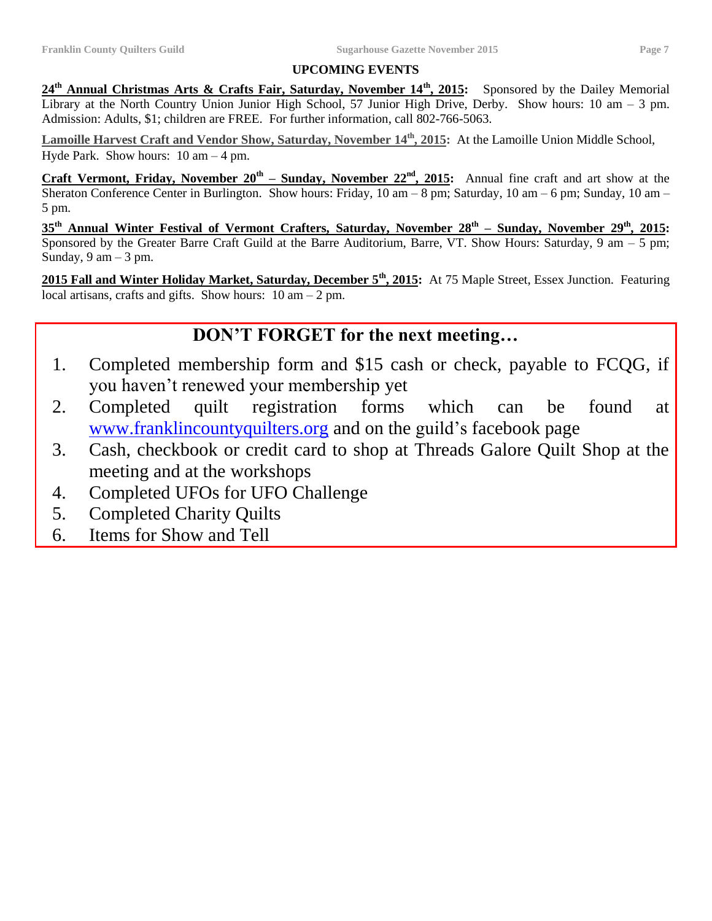## UPCOMING EVENTS

**24th Annual Christmas Arts & Crafts Fair, Saturday, November 14th, 2015:** Sponsored by the Dailey Memorial Library at the North Country Union Junior High School, 57 Junior High Drive, Derby. Show hours: 10 am – 3 pm. Admission: Adults, $1; children are FREE. For further information, call 802-766-5063.

**Lamoille Harvest Craft and Vendor Show, Saturday, November 14th, 2015:** At the Lamoille Union Middle School, Hyde Park. Show hours: 10 am – 4 pm.

**Craft Vermont, Friday, November 20th – Sunday, November 22nd, 2015:** Annual fine craft and art show at the Sheraton Conference Center in Burlington. Show hours: Friday, 10 am – 8 pm; Saturday, 10 am – 6 pm; Sunday, 10 am – 5 pm.

**35th Annual Winter Festival of Vermont Crafters, Saturday, November 28th – Sunday, November 29th, 2015:** Sponsored by the Greater Barre Craft Guild at the Barre Auditorium, Barre, VT. Show Hours: Saturday, 9 am – 5 pm; Sunday, 9 am – 3 pm.

**2015 Fall and Winter Holiday Market, Saturday, December 5th, 2015:** At 75 Maple Street, Essex Junction. Featuring local artisans, crafts and gifts. Show hours: 10 am – 2 pm.

## DON'T FORGET for the next meeting…

1. Completed membership form and $15 cash or check, payable to FCQG, if you haven't renewed your membership yet
2. Completed quilt registration forms which can be found at www.franklincountyquilters.org and on the guild's facebook page
3. Cash, checkbook or credit card to shop at Threads Galore Quilt Shop at the meeting and at the workshops
4. Completed UFOs for UFO Challenge
5. Completed Charity Quilts
6. Items for Show and Tell